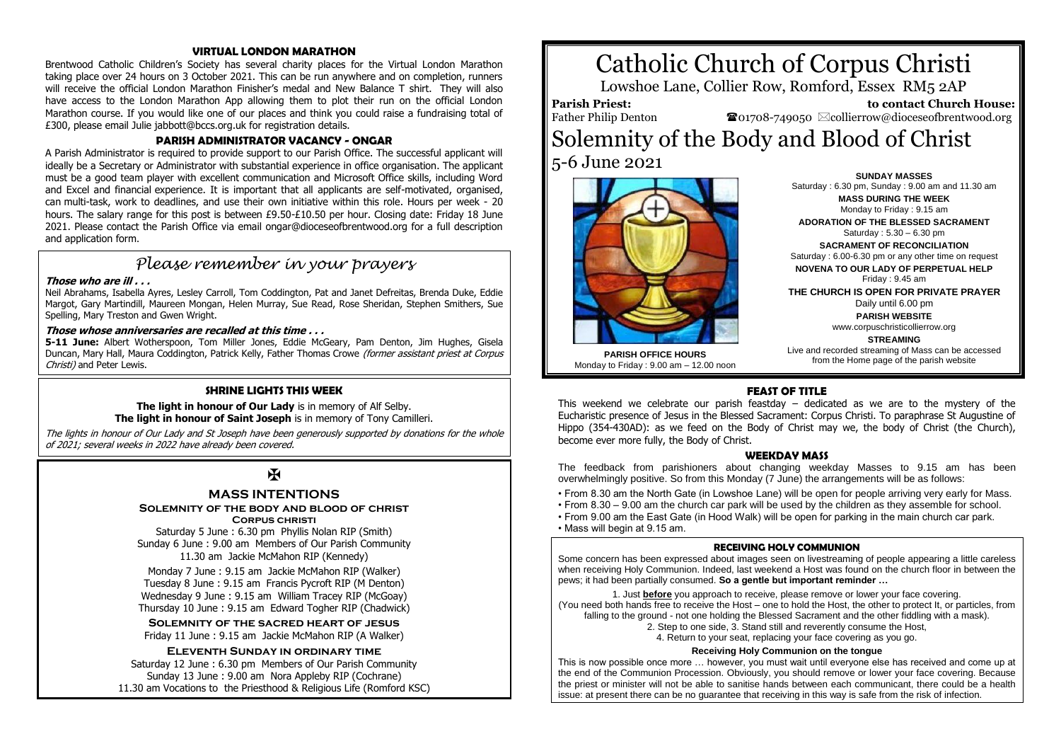## VIRTUAL LONDON MARATHON

Brentwood Catholic Children's Society has several charity places for the Virtual London Marathon taking place over 24 hours on 3 October 2021. This can be run anywhere and on completion, runners will receive the official London Marathon Finisher's medal and New Balance T shirt. They will also have access to the London Marathon App allowing them to plot their run on the official London Marathon course. If you would like one of our places and think you could raise a fundraising total of £300, please email Julie jabbott@bccs.org.uk for registration details.

## PARISH ADMINISTRATOR VACANCY - ONGAR

A Parish Administrator is required to provide support to our Parish Office. The successful applicant will ideally be a Secretary or Administrator with substantial experience in office organisation. The applicant must be a good team player with excellent communication and Microsoft Office skills, including Word and Excel and financial experience. It is important that all applicants are self-motivated, organised, can multi-task, work to deadlines, and use their own initiative within this role. Hours per week - 20 hours. The salary range for this post is between £9.50-£10.50 per hour. Closing date: Friday 18 June 2021. Please contact the Parish Office via email ongar@dioceseofbrentwood.org for a full description and application form.

## *Please remember in your prayers*

***Those who are ill . . .***

Neil Abrahams, Isabella Ayres, Lesley Carroll, Tom Coddington, Pat and Janet Defreitas, Brenda Duke, Eddie Margot, Gary Martindill, Maureen Mongan, Helen Murray, Sue Read, Rose Sheridan, Stephen Smithers, Sue Spelling, Mary Treston and Gwen Wright.

***Those whose anniversaries are recalled at this time . . .***

**5-11 June:** Albert Wotherspoon, Tom Miller Jones, Eddie McGeary, Pam Denton, Jim Hughes, Gisela Duncan, Mary Hall, Maura Coddington, Patrick Kelly, Father Thomas Crowe *(former assistant priest at Corpus Christi)* and Peter Lewis.

## SHRINE LIGHTS THIS WEEK

**The light in honour of Our Lady** is in memory of Alf Selby.
**The light in honour of Saint Joseph** is in memory of Tony Camilleri.

*The lights in honour of Our Lady and St Joseph have been generously supported by donations for the whole of 2021; several weeks in 2022 have already been covered.*

✠

## MASS INTENTIONS

**SOLEMNITY OF THE BODY AND BLOOD OF CHRIST**
**CORPUS CHRISTI**

Saturday 5 June : 6.30 pm Phyllis Nolan RIP (Smith)
Sunday 6 June : 9.00 am Members of Our Parish Community
11.30 am Jackie McMahon RIP (Kennedy)

Monday 7 June : 9.15 am Jackie McMahon RIP (Walker)
Tuesday 8 June : 9.15 am Francis Pycroft RIP (M Denton)
Wednesday 9 June : 9.15 am William Tracey RIP (McGoay)
Thursday 10 June : 9.15 am Edward Togher RIP (Chadwick)

**SOLEMNITY OF THE SACRED HEART OF JESUS**

Friday 11 June : 9.15 am Jackie McMahon RIP (A Walker)

**ELEVENTH SUNDAY IN ORDINARY TIME**

Saturday 12 June : 6.30 pm Members of Our Parish Community
Sunday 13 June : 9.00 am Nora Appleby RIP (Cochrane)
11.30 am Vocations to the Priesthood & Religious Life (Romford KSC)

# Catholic Church of Corpus Christi

Lowshoe Lane, Collier Row, Romford, Essex RM5 2AP

**Parish Priest:** Father Philip Denton

**to contact Church House:** ☎01708-749050 ✉collierrow@dioceseofbrentwood.org

# Solemnity of the Body and Blood of Christ

5-6 June 2021

**SUNDAY MASSES**
Saturday : 6.30 pm, Sunday : 9.00 am and 11.30 am

**MASS DURING THE WEEK**
Monday to Friday : 9.15 am

**ADORATION OF THE BLESSED SACRAMENT**
Saturday : 5.30 – 6.30 pm

**SACRAMENT OF RECONCILIATION**
Saturday : 6.00-6.30 pm or any other time on request

**NOVENA TO OUR LADY OF PERPETUAL HELP**
Friday : 9.45 am

**THE CHURCH IS OPEN FOR PRIVATE PRAYER**
Daily until 6.00 pm

**PARISH WEBSITE**
www.corpuschristicollierrow.org

**STREAMING**
Live and recorded streaming of Mass can be accessed from the Home page of the parish website

**PARISH OFFICE HOURS**
Monday to Friday : 9.00 am – 12.00 noon

## FEAST OF TITLE

This weekend we celebrate our parish feastday – dedicated as we are to the mystery of the Eucharistic presence of Jesus in the Blessed Sacrament: Corpus Christi. To paraphrase St Augustine of Hippo (354-430AD): as we feed on the Body of Christ may we, the body of Christ (the Church), become ever more fully, the Body of Christ.

## WEEKDAY MASS

The feedback from parishioners about changing weekday Masses to 9.15 am has been overwhelmingly positive. So from this Monday (7 June) the arrangements will be as follows:

- From 8.30 am the North Gate (in Lowshoe Lane) will be open for people arriving very early for Mass.
- From 8.30 – 9.00 am the church car park will be used by the children as they assemble for school.
- From 9.00 am the East Gate (in Hood Walk) will be open for parking in the main church car park.
- Mass will begin at 9.15 am.

## RECEIVING HOLY COMMUNION

Some concern has been expressed about images seen on livestreaming of people appearing a little careless when receiving Holy Communion. Indeed, last weekend a Host was found on the church floor in between the pews; it had been partially consumed. **So a gentle but important reminder …**

1. Just **before** you approach to receive, please remove or lower your face covering.
(You need both hands free to receive the Host – one to hold the Host, the other to protect It, or particles, from falling to the ground - not one holding the Blessed Sacrament and the other fiddling with a mask).
2. Step to one side, 3. Stand still and reverently consume the Host,
4. Return to your seat, replacing your face covering as you go.

**Receiving Holy Communion on the tongue**

This is now possible once more … however, you must wait until everyone else has received and come up at the end of the Communion Procession. Obviously, you should remove or lower your face covering. Because the priest or minister will not be able to sanitise hands between each communicant, there could be a health issue: at present there can be no guarantee that receiving in this way is safe from the risk of infection.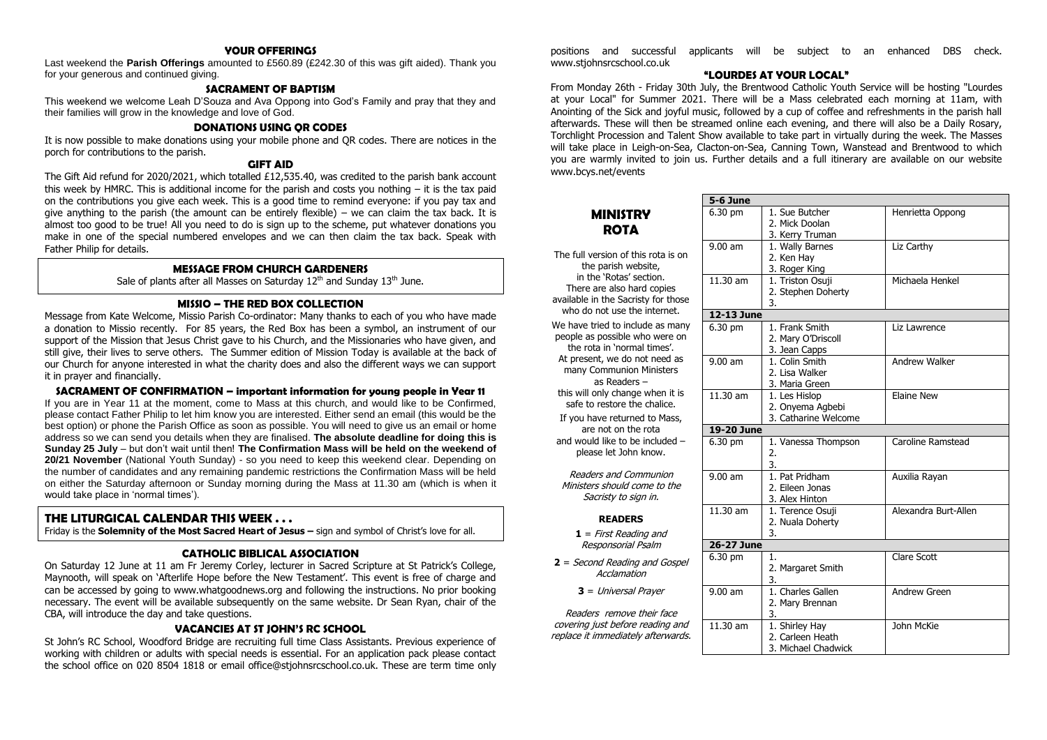## YOUR OFFERINGS

Last weekend the **Parish Offerings** amounted to £560.89 (£242.30 of this was gift aided). Thank you for your generous and continued giving.

## SACRAMENT OF BAPTISM

This weekend we welcome Leah D'Souza and Ava Oppong into God's Family and pray that they and their families will grow in the knowledge and love of God.

## DONATIONS USING QR CODES

It is now possible to make donations using your mobile phone and QR codes. There are notices in the porch for contributions to the parish.

## GIFT AID

The Gift Aid refund for 2020/2021, which totalled £12,535.40, was credited to the parish bank account this week by HMRC. This is additional income for the parish and costs you nothing – it is the tax paid on the contributions you give each week. This is a good time to remind everyone: if you pay tax and give anything to the parish (the amount can be entirely flexible) – we can claim the tax back. It is almost too good to be true! All you need to do is sign up to the scheme, put whatever donations you make in one of the special numbered envelopes and we can then claim the tax back. Speak with Father Philip for details.

## MESSAGE FROM CHURCH GARDENERS

Sale of plants after all Masses on Saturday 12th and Sunday 13th June.

## MISSIO – THE RED BOX COLLECTION

Message from Kate Welcome, Missio Parish Co-ordinator: Many thanks to each of you who have made a donation to Missio recently. For 85 years, the Red Box has been a symbol, an instrument of our support of the Mission that Jesus Christ gave to his Church, and the Missionaries who have given, and still give, their lives to serve others. The Summer edition of Mission Today is available at the back of our Church for anyone interested in what the charity does and also the different ways we can support it in prayer and financially.

## SACRAMENT OF CONFIRMATION – important information for young people in Year 11

If you are in Year 11 at the moment, come to Mass at this church, and would like to be Confirmed, please contact Father Philip to let him know you are interested. Either send an email (this would be the best option) or phone the Parish Office as soon as possible. You will need to give us an email or home address so we can send you details when they are finalised. **The absolute deadline for doing this is Sunday 25 July** – but don't wait until then! **The Confirmation Mass will be held on the weekend of 20/21 November** (National Youth Sunday) - so you need to keep this weekend clear. Depending on the number of candidates and any remaining pandemic restrictions the Confirmation Mass will be held on either the Saturday afternoon or Sunday morning during the Mass at 11.30 am (which is when it would take place in 'normal times').

## THE LITURGICAL CALENDAR THIS WEEK . . .

Friday is the **Solemnity of the Most Sacred Heart of Jesus –** sign and symbol of Christ's love for all.

## CATHOLIC BIBLICAL ASSOCIATION

On Saturday 12 June at 11 am Fr Jeremy Corley, lecturer in Sacred Scripture at St Patrick's College, Maynooth, will speak on 'Afterlife Hope before the New Testament'. This event is free of charge and can be accessed by going to www.whatgoodnews.org and following the instructions. No prior booking necessary. The event will be available subsequently on the same website. Dr Sean Ryan, chair of the CBA, will introduce the day and take questions.

## VACANCIES AT ST JOHN'S RC SCHOOL

St John's RC School, Woodford Bridge are recruiting full time Class Assistants. Previous experience of working with children or adults with special needs is essential. For an application pack please contact the school office on 020 8504 1818 or email office@stjohnsrcschool.co.uk. These are term time only positions and successful applicants will be subject to an enhanced DBS check. www.stjohnsrcschool.co.uk

## "LOURDES AT YOUR LOCAL"

From Monday 26th - Friday 30th July, the Brentwood Catholic Youth Service will be hosting "Lourdes at your Local" for Summer 2021. There will be a Mass celebrated each morning at 11am, with Anointing of the Sick and joyful music, followed by a cup of coffee and refreshments in the parish hall afterwards. These will then be streamed online each evening, and there will also be a Daily Rosary, Torchlight Procession and Talent Show available to take part in virtually during the week. The Masses will take place in Leigh-on-Sea, Clacton-on-Sea, Canning Town, Wanstead and Brentwood to which you are warmly invited to join us. Further details and a full itinerary are available on our website www.bcys.net/events

## MINISTRY ROTA

The full version of this rota is on the parish website, in the 'Rotas' section. There are also hard copies available in the Sacristy for those who do not use the internet.

We have tried to include as many people as possible who were on the rota in 'normal times'. At present, we do not need as many Communion Ministers as Readers – this will only change when it is safe to restore the chalice.

If you have returned to Mass, are not on the rota and would like to be included – please let John know.

*Readers and Communion Ministers should come to the Sacristy to sign in.*

**READERS**

**1** = *First Reading and Responsorial Psalm*

**2** = *Second Reading and Gospel Acclamation*

**3** = *Universal Prayer*

*Readers remove their face covering just before reading and replace it immediately afterwards.*

| | | |
|---|---|---|
| **5-6 June** | | |
| 6.30 pm | 1. Sue Butcher<br>2. Mick Doolan<br>3. Kerry Truman | Henrietta Oppong |
| 9.00 am | 1. Wally Barnes<br>2. Ken Hay<br>3. Roger King | Liz Carthy |
| 11.30 am | 1. Triston Osuji<br>2. Stephen Doherty<br>3. | Michaela Henkel |
| **12-13 June** | | |
| 6.30 pm | 1. Frank Smith<br>2. Mary O'Driscoll<br>3. Jean Capps | Liz Lawrence |
| 9.00 am | 1. Colin Smith<br>2. Lisa Walker<br>3. Maria Green | Andrew Walker |
| 11.30 am | 1. Les Hislop<br>2. Onyema Agbebi<br>3. Catharine Welcome | Elaine New |
| **19-20 June** | | |
| 6.30 pm | 1. Vanessa Thompson<br>2.<br>3. | Caroline Ramstead |
| 9.00 am | 1. Pat Pridham<br>2. Eileen Jonas<br>3. Alex Hinton | Auxilia Rayan |
| 11.30 am | 1. Terence Osuji<br>2. Nuala Doherty<br>3. | Alexandra Burt-Allen |
| **26-27 June** | | |
| 6.30 pm | 1.<br>2. Margaret Smith<br>3. | Clare Scott |
| 9.00 am | 1. Charles Gallen<br>2. Mary Brennan<br>3. | Andrew Green |
| 11.30 am | 1. Shirley Hay<br>2. Carleen Heath<br>3. Michael Chadwick | John McKie |